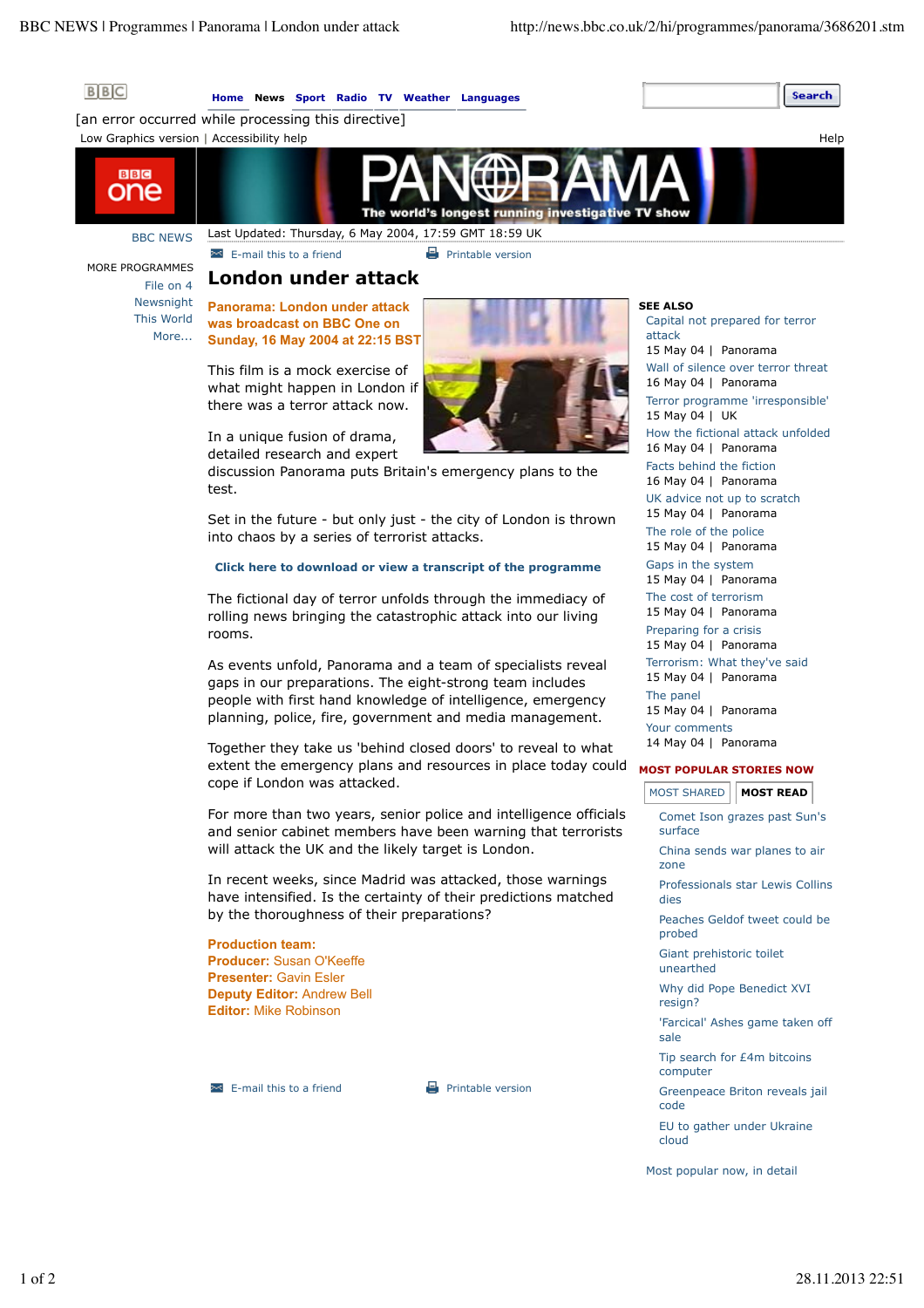BBC NEWS | Programmes | Panorama | London under attack

Home | News | Sport | Radio | TV | Weather | Languages

[an error occurred while processing this directive]

Low Graphics version | Accessibility help

Help

PANORAMA
The world's longest running investigative TV show

BBC NEWS

MORE PROGRAMMES
File on 4
Newsnight
This World
More...

Last Updated: Thursday, 6 May 2004, 17:59 GMT 18:59 UK

E-mail this to a friend | Printable version

# London under attack

**Panorama: London under attack was broadcast on BBC One on Sunday, 16 May 2004 at 22:15 BST**

This film is a mock exercise of what might happen in London if there was a terror attack now.

In a unique fusion of drama, detailed research and expert discussion Panorama puts Britain's emergency plans to the test.

Set in the future - but only just - the city of London is thrown into chaos by a series of terrorist attacks.

**Click here to download or view a transcript of the programme**

The fictional day of terror unfolds through the immediacy of rolling news bringing the catastrophic attack into our living rooms.

As events unfold, Panorama and a team of specialists reveal gaps in our preparations. The eight-strong team includes people with first hand knowledge of intelligence, emergency planning, police, fire, government and media management.

Together they take us 'behind closed doors' to reveal to what extent the emergency plans and resources in place today could cope if London was attacked.

For more than two years, senior police and intelligence officials and senior cabinet members have been warning that terrorists will attack the UK and the likely target is London.

In recent weeks, since Madrid was attacked, those warnings have intensified. Is the certainty of their predictions matched by the thoroughness of their preparations?

**Production team:**
**Producer:** Susan O'Keeffe
**Presenter:** Gavin Esler
**Deputy Editor:** Andrew Bell
**Editor:** Mike Robinson

E-mail this to a friend | Printable version

**SEE ALSO**

- Capital not prepared for terror attack — 15 May 04 | Panorama
- Wall of silence over terror threat — 16 May 04 | Panorama
- Terror programme 'irresponsible' — 15 May 04 | UK
- How the fictional attack unfolded — 16 May 04 | Panorama
- Facts behind the fiction — 16 May 04 | Panorama
- UK advice not up to scratch — 15 May 04 | Panorama
- The role of the police — 15 May 04 | Panorama
- Gaps in the system — 15 May 04 | Panorama
- The cost of terrorism — 15 May 04 | Panorama
- Preparing for a crisis — 15 May 04 | Panorama
- Terrorism: What they've said — 15 May 04 | Panorama
- The panel — 15 May 04 | Panorama
- Your comments — 14 May 04 | Panorama

**MOST POPULAR STORIES NOW**

MOST SHARED | **MOST READ**

- Comet Ison grazes past Sun's surface
- China sends war planes to air zone
- Professionals star Lewis Collins dies
- Peaches Geldof tweet could be probed
- Giant prehistoric toilet unearthed
- Why did Pope Benedict XVI resign?
- 'Farcical' Ashes game taken off sale
- Tip search for £4m bitcoins computer
- Greenpeace Briton reveals jail code
- EU to gather under Ukraine cloud

Most popular now, in detail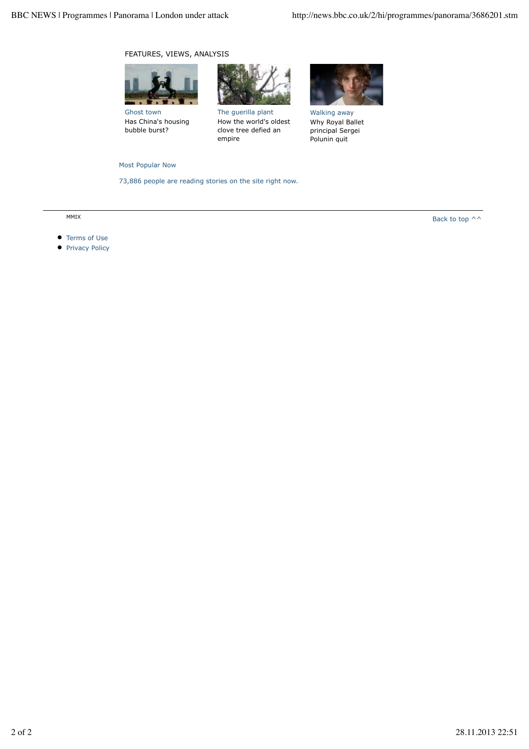FEATURES, VIEWS, ANALYSIS

Ghost town
Has China's housing bubble burst?

The guerilla plant
How the world's oldest clove tree defied an empire

Walking away
Why Royal Ballet principal Sergei Polunin quit

Most Popular Now

73,886 people are reading stories on the site right now.

MMIX

Back to top ^^

- Terms of Use
- Privacy Policy